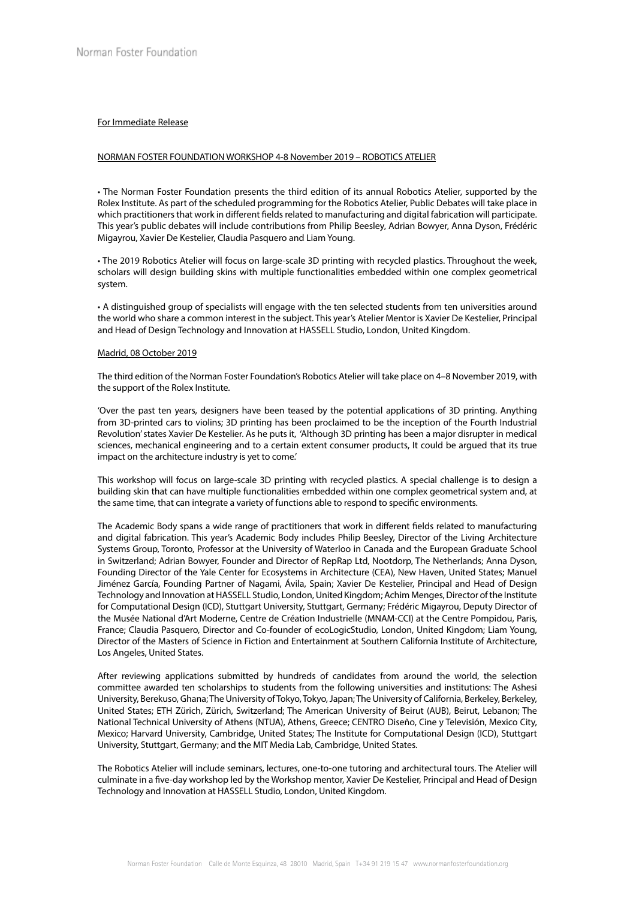For Immediate Release

NORMAN FOSTER FOUNDATION WORKSHOP 4-8 November 2019 – ROBOTICS ATELIER

• The Norman Foster Foundation presents the third edition of its annual Robotics Atelier, supported by the Rolex Institute. As part of the scheduled programming for the Robotics Atelier, Public Debates will take place in which practitioners that work in different fields related to manufacturing and digital fabrication will participate. This year's public debates will include contributions from Philip Beesley, Adrian Bowyer, Anna Dyson, Frédéric Migayrou, Xavier De Kestelier, Claudia Pasquero and Liam Young.

• The 2019 Robotics Atelier will focus on large-scale 3D printing with recycled plastics. Throughout the week, scholars will design building skins with multiple functionalities embedded within one complex geometrical system.

• A distinguished group of specialists will engage with the ten selected students from ten universities around the world who share a common interest in the subject. This year's Atelier Mentor is Xavier De Kestelier, Principal and Head of Design Technology and Innovation at HASSELL Studio, London, United Kingdom.

Madrid, 08 October 2019

The third edition of the Norman Foster Foundation's Robotics Atelier will take place on 4–8 November 2019, with the support of the Rolex Institute.

'Over the past ten years, designers have been teased by the potential applications of 3D printing. Anything from 3D-printed cars to violins; 3D printing has been proclaimed to be the inception of the Fourth Industrial Revolution' states Xavier De Kestelier. As he puts it, 'Although 3D printing has been a major disrupter in medical sciences, mechanical engineering and to a certain extent consumer products, It could be argued that its true impact on the architecture industry is yet to come.'

This workshop will focus on large-scale 3D printing with recycled plastics. A special challenge is to design a building skin that can have multiple functionalities embedded within one complex geometrical system and, at the same time, that can integrate a variety of functions able to respond to specific environments.

The Academic Body spans a wide range of practitioners that work in different fields related to manufacturing and digital fabrication. This year's Academic Body includes Philip Beesley, Director of the Living Architecture Systems Group, Toronto, Professor at the University of Waterloo in Canada and the European Graduate School in Switzerland; Adrian Bowyer, Founder and Director of RepRap Ltd, Nootdorp, The Netherlands; Anna Dyson, Founding Director of the Yale Center for Ecosystems in Architecture (CEA), New Haven, United States; Manuel Jiménez García, Founding Partner of Nagami, Ávila, Spain; Xavier De Kestelier, Principal and Head of Design Technology and Innovation at HASSELL Studio, London, United Kingdom; Achim Menges, Director of the Institute for Computational Design (ICD), Stuttgart University, Stuttgart, Germany; Frédéric Migayrou, Deputy Director of the Musée National d'Art Moderne, Centre de Création Industrielle (MNAM-CCI) at the Centre Pompidou, Paris, France; Claudia Pasquero, Director and Co-founder of ecoLogicStudio, London, United Kingdom; Liam Young, Director of the Masters of Science in Fiction and Entertainment at Southern California Institute of Architecture, Los Angeles, United States.

After reviewing applications submitted by hundreds of candidates from around the world, the selection committee awarded ten scholarships to students from the following universities and institutions: The Ashesi University, Berekuso, Ghana; The University of Tokyo, Tokyo, Japan; The University of California, Berkeley, Berkeley, United States; ETH Zürich, Zürich, Switzerland; The American University of Beirut (AUB), Beirut, Lebanon; The National Technical University of Athens (NTUA), Athens, Greece; CENTRO Diseño, Cine y Televisión, Mexico City, Mexico; Harvard University, Cambridge, United States; The Institute for Computational Design (ICD), Stuttgart University, Stuttgart, Germany; and the MIT Media Lab, Cambridge, United States.

The Robotics Atelier will include seminars, lectures, one-to-one tutoring and architectural tours. The Atelier will culminate in a five-day workshop led by the Workshop mentor, Xavier De Kestelier, Principal and Head of Design Technology and Innovation at HASSELL Studio, London, United Kingdom.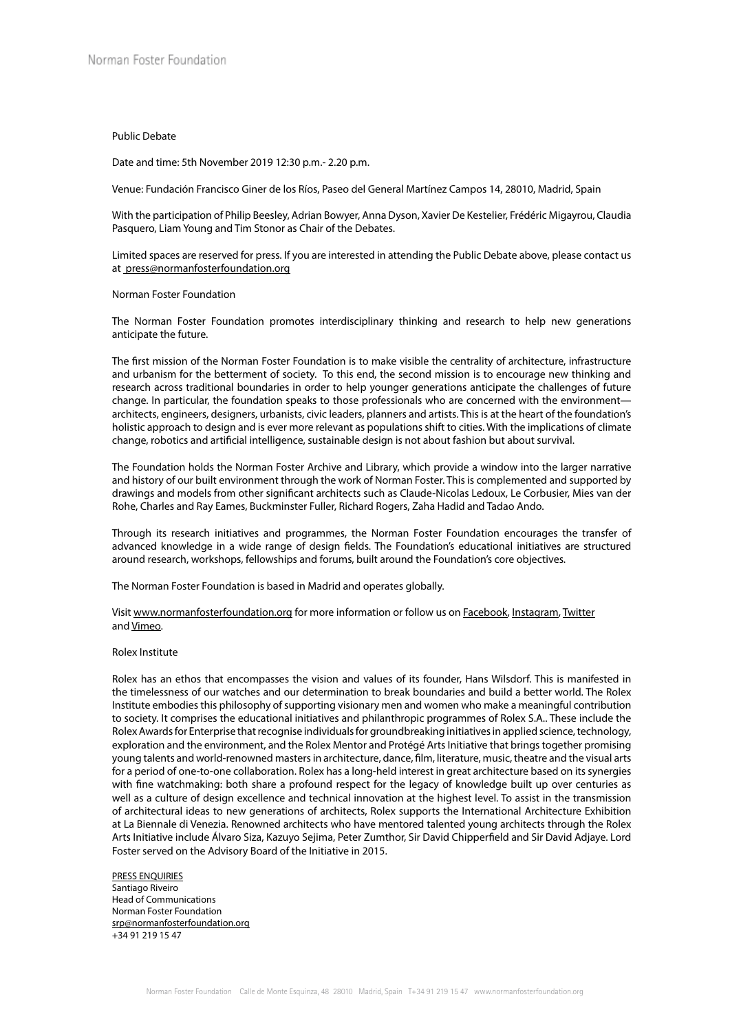Public Debate

Date and time: 5th November 2019 12:30 p.m.- 2.20 p.m.

Venue: Fundación Francisco Giner de los Ríos, Paseo del General Martínez Campos 14, 28010, Madrid, Spain

With the participation of Philip Beesley, Adrian Bowyer, Anna Dyson, Xavier De Kestelier, Frédéric Migayrou, Claudia Pasquero, Liam Young and Tim Stonor as Chair of the Debates.

Limited spaces are reserved for press. If you are interested in attending the Public Debate above, please contact us at press@normanfosterfoundation.org

Norman Foster Foundation

The Norman Foster Foundation promotes interdisciplinary thinking and research to help new generations anticipate the future.

The first mission of the Norman Foster Foundation is to make visible the centrality of architecture, infrastructure and urbanism for the betterment of society. To this end, the second mission is to encourage new thinking and research across traditional boundaries in order to help younger generations anticipate the challenges of future change. In particular, the foundation speaks to those professionals who are concerned with the environment—architects, engineers, designers, urbanists, civic leaders, planners and artists. This is at the heart of the foundation's holistic approach to design and is ever more relevant as populations shift to cities. With the implications of climate change, robotics and artificial intelligence, sustainable design is not about fashion but about survival.

The Foundation holds the Norman Foster Archive and Library, which provide a window into the larger narrative and history of our built environment through the work of Norman Foster. This is complemented and supported by drawings and models from other significant architects such as Claude-Nicolas Ledoux, Le Corbusier, Mies van der Rohe, Charles and Ray Eames, Buckminster Fuller, Richard Rogers, Zaha Hadid and Tadao Ando.

Through its research initiatives and programmes, the Norman Foster Foundation encourages the transfer of advanced knowledge in a wide range of design fields. The Foundation's educational initiatives are structured around research, workshops, fellowships and forums, built around the Foundation's core objectives.

The Norman Foster Foundation is based in Madrid and operates globally.

Visit www.normanfosterfoundation.org for more information or follow us on Facebook, Instagram, Twitter and Vimeo.

Rolex Institute

Rolex has an ethos that encompasses the vision and values of its founder, Hans Wilsdorf. This is manifested in the timelessness of our watches and our determination to break boundaries and build a better world. The Rolex Institute embodies this philosophy of supporting visionary men and women who make a meaningful contribution to society. It comprises the educational initiatives and philanthropic programmes of Rolex S.A.. These include the Rolex Awards for Enterprise that recognise individuals for groundbreaking initiatives in applied science, technology, exploration and the environment, and the Rolex Mentor and Protégé Arts Initiative that brings together promising young talents and world-renowned masters in architecture, dance, film, literature, music, theatre and the visual arts for a period of one-to-one collaboration. Rolex has a long-held interest in great architecture based on its synergies with fine watchmaking: both share a profound respect for the legacy of knowledge built up over centuries as well as a culture of design excellence and technical innovation at the highest level. To assist in the transmission of architectural ideas to new generations of architects, Rolex supports the International Architecture Exhibition at La Biennale di Venezia. Renowned architects who have mentored talented young architects through the Rolex Arts Initiative include Álvaro Siza, Kazuyo Sejima, Peter Zumthor, Sir David Chipperfield and Sir David Adjaye. Lord Foster served on the Advisory Board of the Initiative in 2015.

PRESS ENQUIRIES
Santiago Riveiro
Head of Communications
Norman Foster Foundation
srp@normanfosterfoundation.org
+34 91 219 15 47